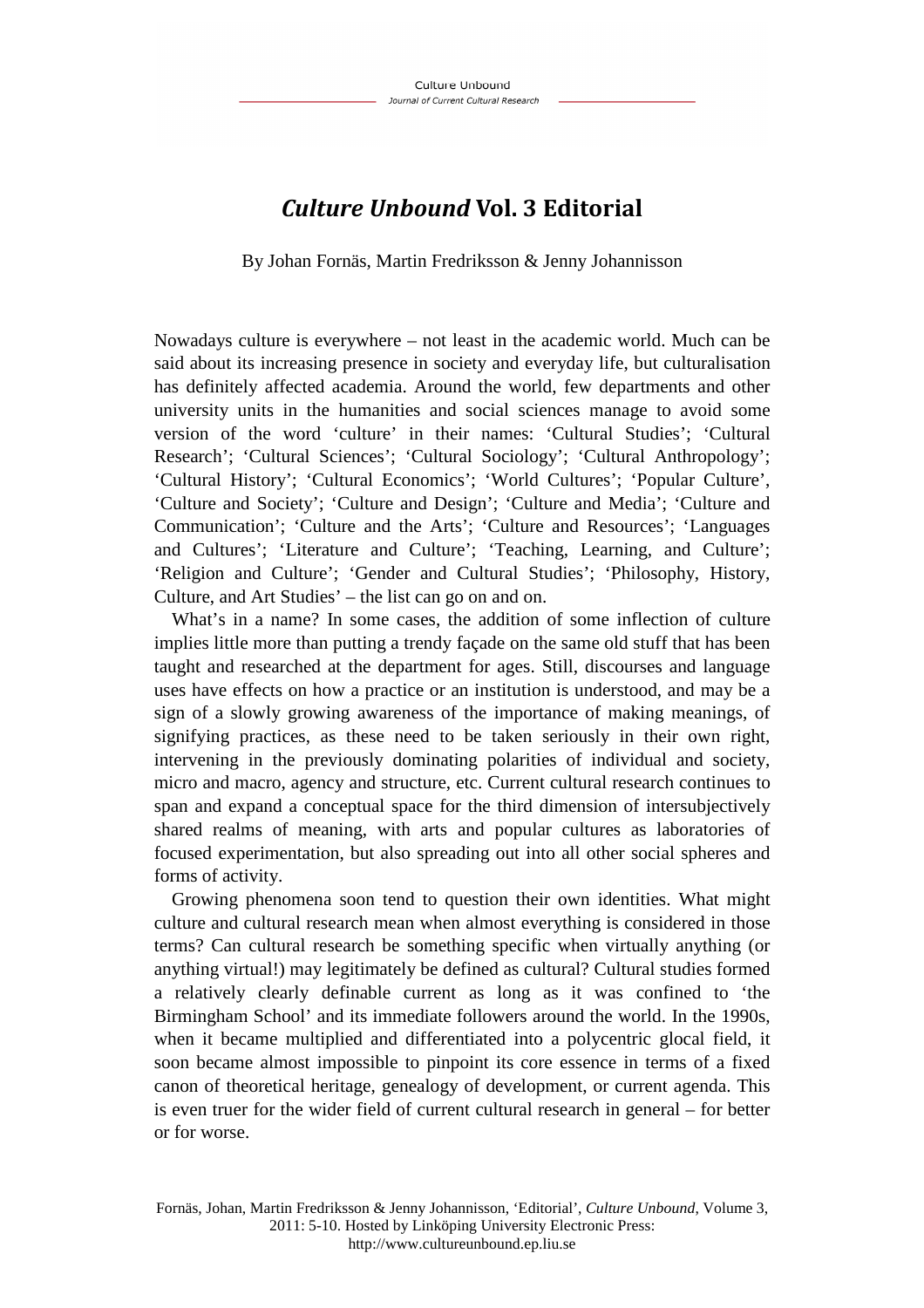# *Culture Unbound* Vol. 3 Editorial

By Johan Fornäs, Martin Fredriksson & Jenny Johannisson

Nowadays culture is everywhere – not least in the academic world. Much can be said about its increasing presence in society and everyday life, but culturalisation has definitely affected academia. Around the world, few departments and other university units in the humanities and social sciences manage to avoid some version of the word 'culture' in their names: 'Cultural Studies'; 'Cultural Research'; 'Cultural Sciences'; 'Cultural Sociology'; 'Cultural Anthropology'; 'Cultural History'; 'Cultural Economics'; 'World Cultures'; 'Popular Culture', 'Culture and Society'; 'Culture and Design'; 'Culture and Media'; 'Culture and Communication'; 'Culture and the Arts'; 'Culture and Resources'; 'Languages and Cultures'; 'Literature and Culture'; 'Teaching, Learning, and Culture'; 'Religion and Culture'; 'Gender and Cultural Studies'; 'Philosophy, History, Culture, and Art Studies' – the list can go on and on.

What's in a name? In some cases, the addition of some inflection of culture implies little more than putting a trendy façade on the same old stuff that has been taught and researched at the department for ages. Still, discourses and language uses have effects on how a practice or an institution is understood, and may be a sign of a slowly growing awareness of the importance of making meanings, of signifying practices, as these need to be taken seriously in their own right, intervening in the previously dominating polarities of individual and society, micro and macro, agency and structure, etc. Current cultural research continues to span and expand a conceptual space for the third dimension of intersubjectively shared realms of meaning, with arts and popular cultures as laboratories of focused experimentation, but also spreading out into all other social spheres and forms of activity.

Growing phenomena soon tend to question their own identities. What might culture and cultural research mean when almost everything is considered in those terms? Can cultural research be something specific when virtually anything (or anything virtual!) may legitimately be defined as cultural? Cultural studies formed a relatively clearly definable current as long as it was confined to 'the Birmingham School' and its immediate followers around the world. In the 1990s, when it became multiplied and differentiated into a polycentric glocal field, it soon became almost impossible to pinpoint its core essence in terms of a fixed canon of theoretical heritage, genealogy of development, or current agenda. This is even truer for the wider field of current cultural research in general – for better or for worse.

Fornäs, Johan, Martin Fredriksson & Jenny Johannisson, 'Editorial', *Culture Unbound*, Volume 3, 2011: 5-10. Hosted by Linköping University Electronic Press: http://www.cultureunbound.ep.liu.se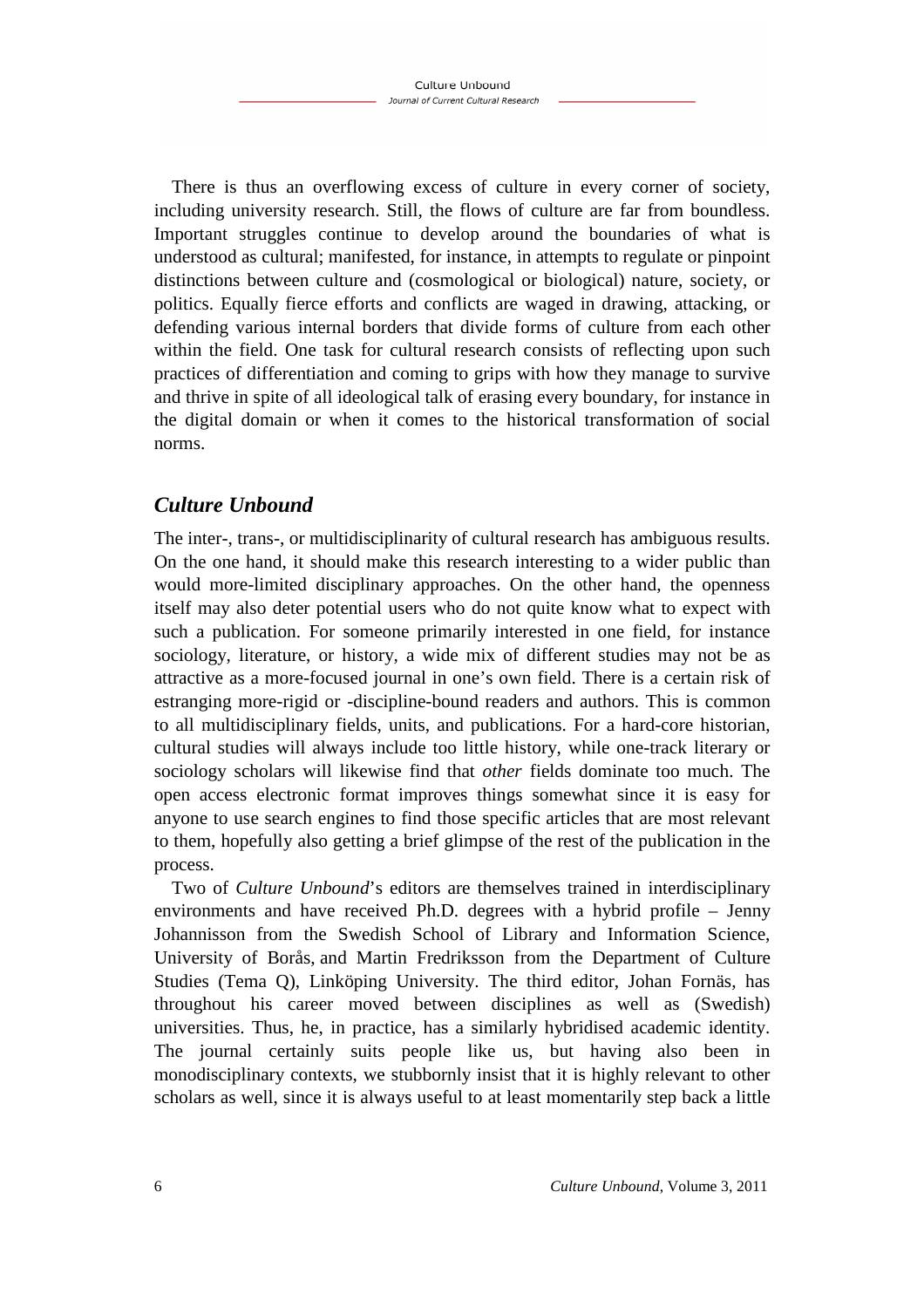There is thus an overflowing excess of culture in every corner of society, including university research. Still, the flows of culture are far from boundless. Important struggles continue to develop around the boundaries of what is understood as cultural; manifested, for instance, in attempts to regulate or pinpoint distinctions between culture and (cosmological or biological) nature, society, or politics. Equally fierce efforts and conflicts are waged in drawing, attacking, or defending various internal borders that divide forms of culture from each other within the field. One task for cultural research consists of reflecting upon such practices of differentiation and coming to grips with how they manage to survive and thrive in spite of all ideological talk of erasing every boundary, for instance in the digital domain or when it comes to the historical transformation of social norms.

## *Culture Unbound*

The inter-, trans-, or multidisciplinarity of cultural research has ambiguous results. On the one hand, it should make this research interesting to a wider public than would more-limited disciplinary approaches. On the other hand, the openness itself may also deter potential users who do not quite know what to expect with such a publication. For someone primarily interested in one field, for instance sociology, literature, or history, a wide mix of different studies may not be as attractive as a more-focused journal in one's own field. There is a certain risk of estranging more-rigid or -discipline-bound readers and authors. This is common to all multidisciplinary fields, units, and publications. For a hard-core historian, cultural studies will always include too little history, while one-track literary or sociology scholars will likewise find that *other* fields dominate too much. The open access electronic format improves things somewhat since it is easy for anyone to use search engines to find those specific articles that are most relevant to them, hopefully also getting a brief glimpse of the rest of the publication in the process.

Two of *Culture Unbound*'s editors are themselves trained in interdisciplinary environments and have received Ph.D. degrees with a hybrid profile – Jenny Johannisson from the Swedish School of Library and Information Science, University of Borås, and Martin Fredriksson from the Department of Culture Studies (Tema Q), Linköping University. The third editor, Johan Fornäs, has throughout his career moved between disciplines as well as (Swedish) universities. Thus, he, in practice, has a similarly hybridised academic identity. The journal certainly suits people like us, but having also been in monodisciplinary contexts, we stubbornly insist that it is highly relevant to other scholars as well, since it is always useful to at least momentarily step back a little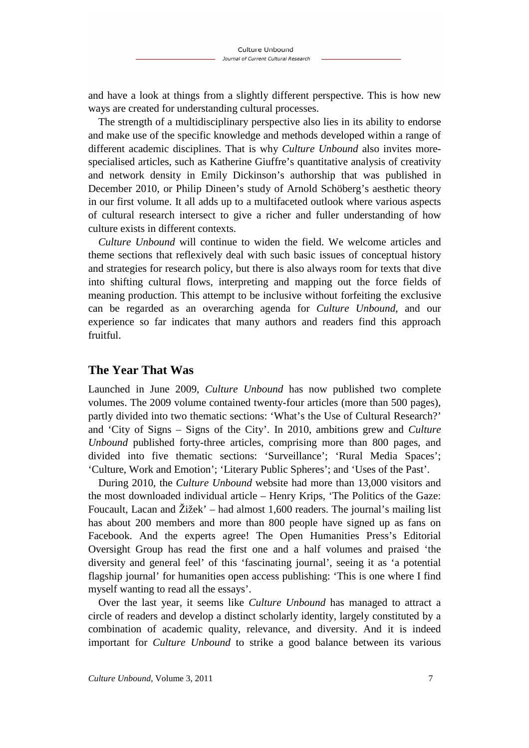and have a look at things from a slightly different perspective. This is how new ways are created for understanding cultural processes.

The strength of a multidisciplinary perspective also lies in its ability to endorse and make use of the specific knowledge and methods developed within a range of different academic disciplines. That is why *Culture Unbound* also invites more-specialised articles, such as Katherine Giuffre's quantitative analysis of creativity and network density in Emily Dickinson's authorship that was published in December 2010, or Philip Dineen's study of Arnold Schöberg's aesthetic theory in our first volume. It all adds up to a multifaceted outlook where various aspects of cultural research intersect to give a richer and fuller understanding of how culture exists in different contexts.

*Culture Unbound* will continue to widen the field. We welcome articles and theme sections that reflexively deal with such basic issues of conceptual history and strategies for research policy, but there is also always room for texts that dive into shifting cultural flows, interpreting and mapping out the force fields of meaning production. This attempt to be inclusive without forfeiting the exclusive can be regarded as an overarching agenda for *Culture Unbound*, and our experience so far indicates that many authors and readers find this approach fruitful.

## The Year That Was

Launched in June 2009, *Culture Unbound* has now published two complete volumes. The 2009 volume contained twenty-four articles (more than 500 pages), partly divided into two thematic sections: 'What's the Use of Cultural Research?' and 'City of Signs – Signs of the City'. In 2010, ambitions grew and *Culture Unbound* published forty-three articles, comprising more than 800 pages, and divided into five thematic sections: 'Surveillance'; 'Rural Media Spaces'; 'Culture, Work and Emotion'; 'Literary Public Spheres'; and 'Uses of the Past'.

During 2010, the *Culture Unbound* website had more than 13,000 visitors and the most downloaded individual article – Henry Krips, 'The Politics of the Gaze: Foucault, Lacan and Žižek' – had almost 1,600 readers. The journal's mailing list has about 200 members and more than 800 people have signed up as fans on Facebook. And the experts agree! The Open Humanities Press's Editorial Oversight Group has read the first one and a half volumes and praised 'the diversity and general feel' of this 'fascinating journal', seeing it as 'a potential flagship journal' for humanities open access publishing: 'This is one where I find myself wanting to read all the essays'.

Over the last year, it seems like *Culture Unbound* has managed to attract a circle of readers and develop a distinct scholarly identity, largely constituted by a combination of academic quality, relevance, and diversity. And it is indeed important for *Culture Unbound* to strike a good balance between its various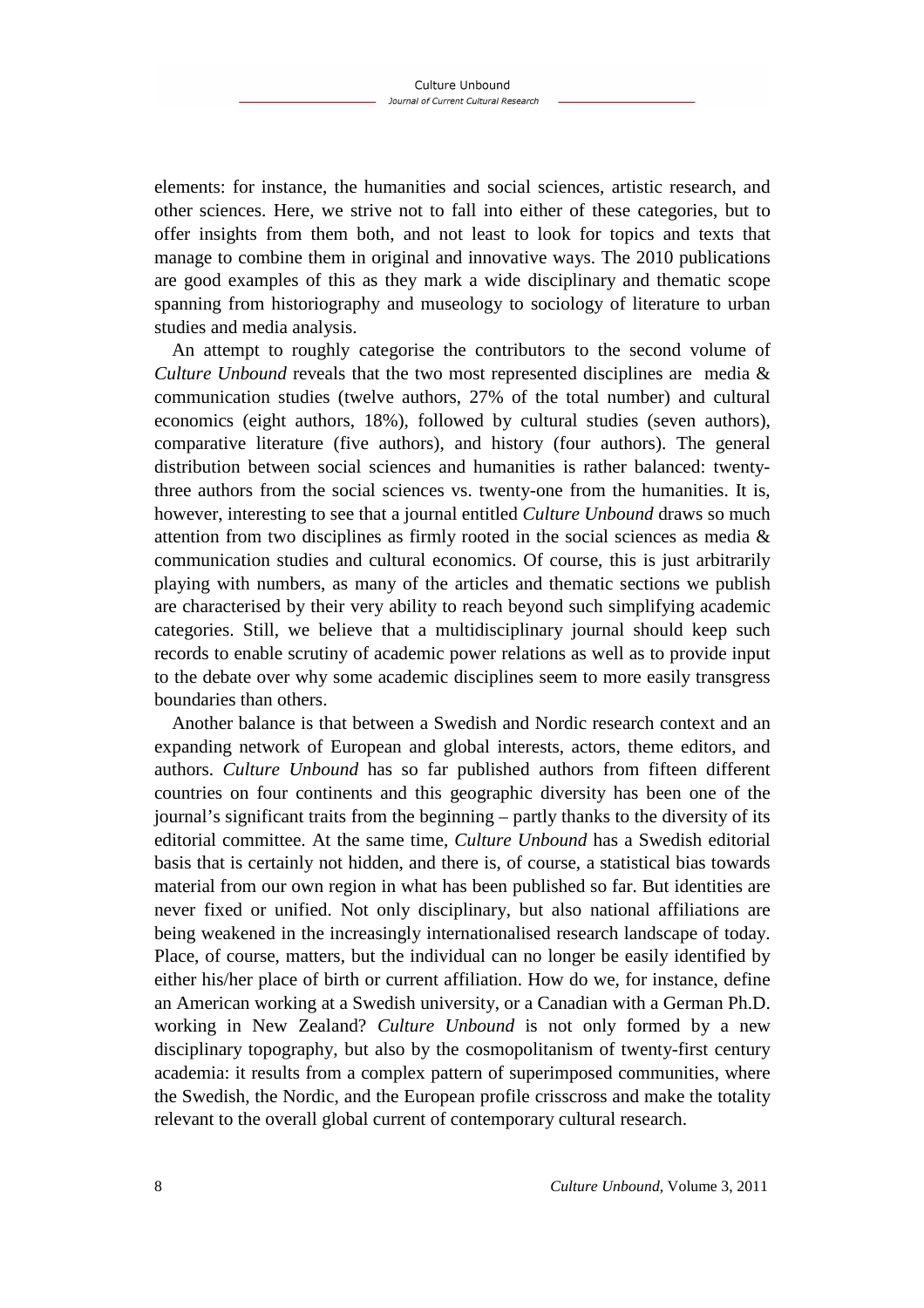elements: for instance, the humanities and social sciences, artistic research, and other sciences. Here, we strive not to fall into either of these categories, but to offer insights from them both, and not least to look for topics and texts that manage to combine them in original and innovative ways. The 2010 publications are good examples of this as they mark a wide disciplinary and thematic scope spanning from historiography and museology to sociology of literature to urban studies and media analysis.

An attempt to roughly categorise the contributors to the second volume of *Culture Unbound* reveals that the two most represented disciplines are media & communication studies (twelve authors, 27% of the total number) and cultural economics (eight authors, 18%), followed by cultural studies (seven authors), comparative literature (five authors), and history (four authors). The general distribution between social sciences and humanities is rather balanced: twenty-three authors from the social sciences vs. twenty-one from the humanities. It is, however, interesting to see that a journal entitled *Culture Unbound* draws so much attention from two disciplines as firmly rooted in the social sciences as media & communication studies and cultural economics. Of course, this is just arbitrarily playing with numbers, as many of the articles and thematic sections we publish are characterised by their very ability to reach beyond such simplifying academic categories. Still, we believe that a multidisciplinary journal should keep such records to enable scrutiny of academic power relations as well as to provide input to the debate over why some academic disciplines seem to more easily transgress boundaries than others.

Another balance is that between a Swedish and Nordic research context and an expanding network of European and global interests, actors, theme editors, and authors. *Culture Unbound* has so far published authors from fifteen different countries on four continents and this geographic diversity has been one of the journal's significant traits from the beginning – partly thanks to the diversity of its editorial committee. At the same time, *Culture Unbound* has a Swedish editorial basis that is certainly not hidden, and there is, of course, a statistical bias towards material from our own region in what has been published so far. But identities are never fixed or unified. Not only disciplinary, but also national affiliations are being weakened in the increasingly internationalised research landscape of today. Place, of course, matters, but the individual can no longer be easily identified by either his/her place of birth or current affiliation. How do we, for instance, define an American working at a Swedish university, or a Canadian with a German Ph.D. working in New Zealand? *Culture Unbound* is not only formed by a new disciplinary topography, but also by the cosmopolitanism of twenty-first century academia: it results from a complex pattern of superimposed communities, where the Swedish, the Nordic, and the European profile crisscross and make the totality relevant to the overall global current of contemporary cultural research.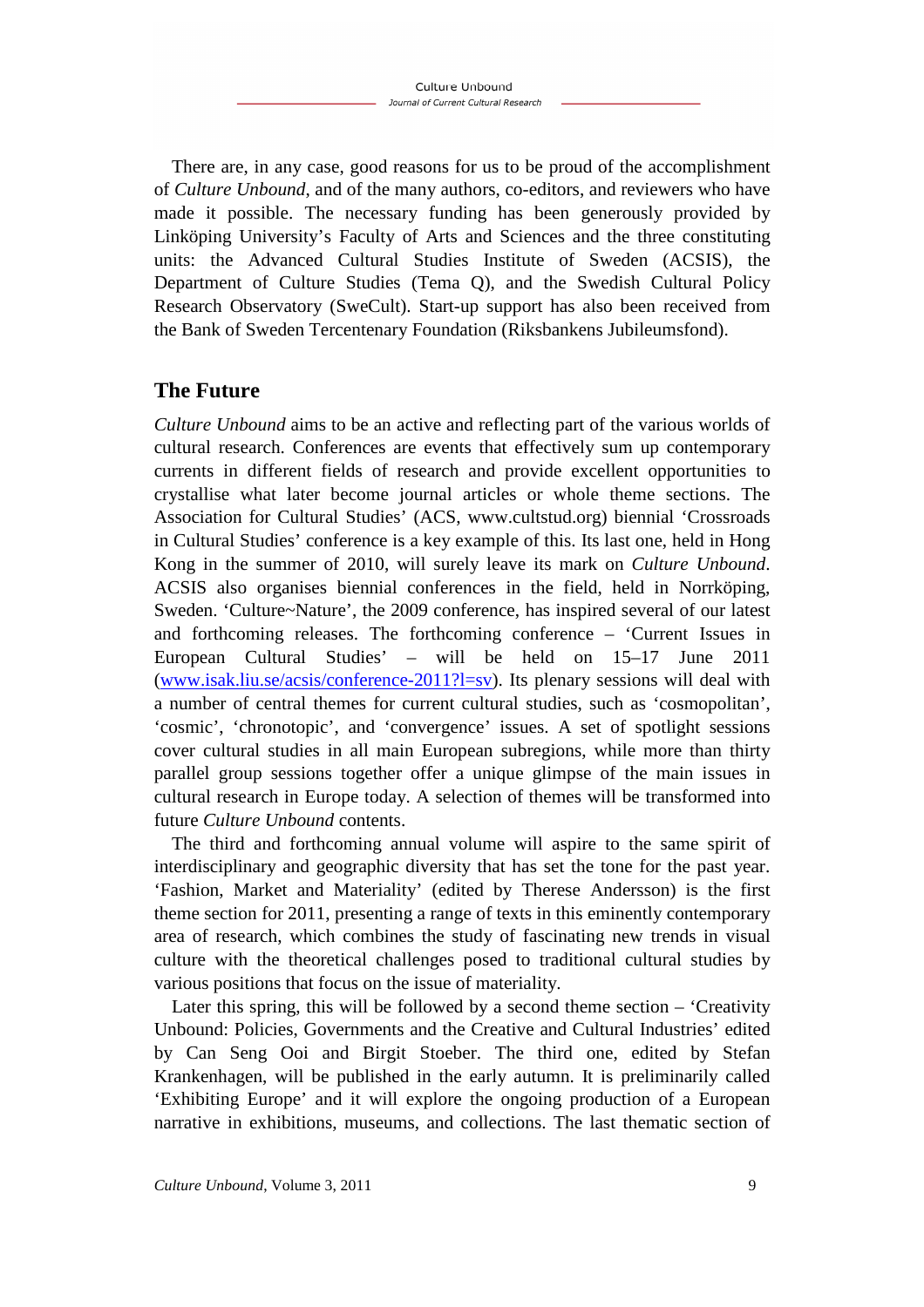There are, in any case, good reasons for us to be proud of the accomplishment of *Culture Unbound*, and of the many authors, co-editors, and reviewers who have made it possible. The necessary funding has been generously provided by Linköping University's Faculty of Arts and Sciences and the three constituting units: the Advanced Cultural Studies Institute of Sweden (ACSIS), the Department of Culture Studies (Tema Q), and the Swedish Cultural Policy Research Observatory (SweCult). Start-up support has also been received from the Bank of Sweden Tercentenary Foundation (Riksbankens Jubileumsfond).

## The Future

*Culture Unbound* aims to be an active and reflecting part of the various worlds of cultural research. Conferences are events that effectively sum up contemporary currents in different fields of research and provide excellent opportunities to crystallise what later become journal articles or whole theme sections. The Association for Cultural Studies' (ACS, www.cultstud.org) biennial 'Crossroads in Cultural Studies' conference is a key example of this. Its last one, held in Hong Kong in the summer of 2010, will surely leave its mark on *Culture Unbound*. ACSIS also organises biennial conferences in the field, held in Norrköping, Sweden. 'Culture~Nature', the 2009 conference, has inspired several of our latest and forthcoming releases. The forthcoming conference – 'Current Issues in European Cultural Studies' – will be held on 15–17 June 2011 (www.isak.liu.se/acsis/conference-2011?l=sv). Its plenary sessions will deal with a number of central themes for current cultural studies, such as 'cosmopolitan', 'cosmic', 'chronotopic', and 'convergence' issues. A set of spotlight sessions cover cultural studies in all main European subregions, while more than thirty parallel group sessions together offer a unique glimpse of the main issues in cultural research in Europe today. A selection of themes will be transformed into future *Culture Unbound* contents.

The third and forthcoming annual volume will aspire to the same spirit of interdisciplinary and geographic diversity that has set the tone for the past year. 'Fashion, Market and Materiality' (edited by Therese Andersson) is the first theme section for 2011, presenting a range of texts in this eminently contemporary area of research, which combines the study of fascinating new trends in visual culture with the theoretical challenges posed to traditional cultural studies by various positions that focus on the issue of materiality.

Later this spring, this will be followed by a second theme section – 'Creativity Unbound: Policies, Governments and the Creative and Cultural Industries' edited by Can Seng Ooi and Birgit Stoeber. The third one, edited by Stefan Krankenhagen, will be published in the early autumn. It is preliminarily called 'Exhibiting Europe' and it will explore the ongoing production of a European narrative in exhibitions, museums, and collections. The last thematic section of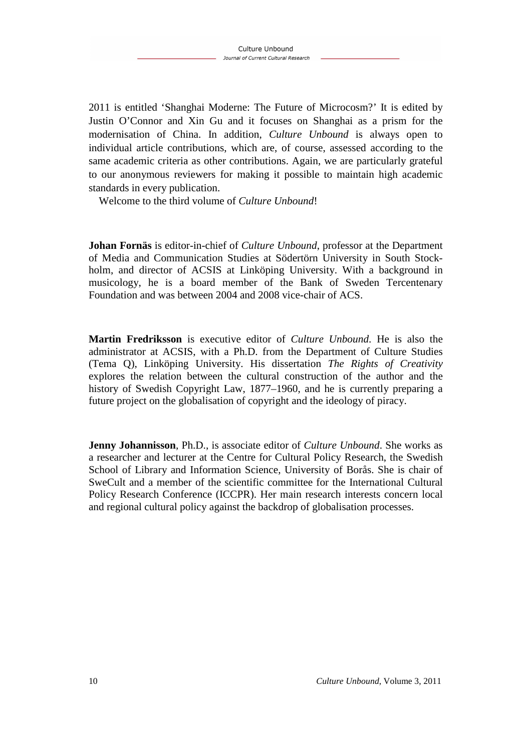2011 is entitled ‘Shanghai Moderne: The Future of Microcosm?’ It is edited by Justin O’Connor and Xin Gu and it focuses on Shanghai as a prism for the modernisation of China. In addition, *Culture Unbound* is always open to individual article contributions, which are, of course, assessed according to the same academic criteria as other contributions. Again, we are particularly grateful to our anonymous reviewers for making it possible to maintain high academic standards in every publication.

Welcome to the third volume of *Culture Unbound*!

**Johan Fornäs** is editor-in-chief of *Culture Unbound*, professor at the Department of Media and Communication Studies at Södertörn University in South Stockholm, and director of ACSIS at Linköping University. With a background in musicology, he is a board member of the Bank of Sweden Tercentenary Foundation and was between 2004 and 2008 vice-chair of ACS.

**Martin Fredriksson** is executive editor of *Culture Unbound*. He is also the administrator at ACSIS, with a Ph.D. from the Department of Culture Studies (Tema Q), Linköping University. His dissertation *The Rights of Creativity* explores the relation between the cultural construction of the author and the history of Swedish Copyright Law, 1877–1960, and he is currently preparing a future project on the globalisation of copyright and the ideology of piracy.

**Jenny Johannisson**, Ph.D., is associate editor of *Culture Unbound*. She works as a researcher and lecturer at the Centre for Cultural Policy Research, the Swedish School of Library and Information Science, University of Borås. She is chair of SweCult and a member of the scientific committee for the International Cultural Policy Research Conference (ICCPR). Her main research interests concern local and regional cultural policy against the backdrop of globalisation processes.